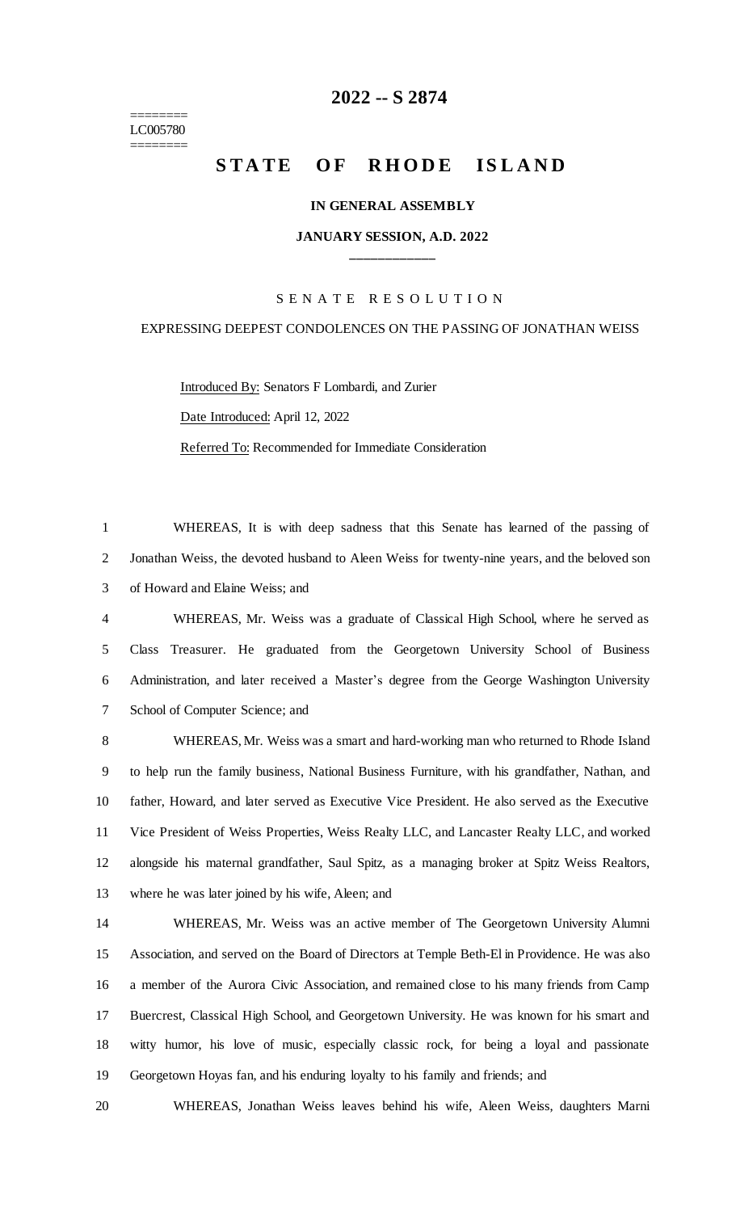# 2022 -- S 2874

========
LC005780
========

# STATE OF RHODE ISLAND

**IN GENERAL ASSEMBLY**

**JANUARY SESSION, A.D. 2022**

____________

SENATE RESOLUTION

EXPRESSING DEEPEST CONDOLENCES ON THE PASSING OF JONATHAN WEISS

Introduced By: Senators F Lombardi, and Zurier

Date Introduced: April 12, 2022

Referred To: Recommended for Immediate Consideration

WHEREAS, It is with deep sadness that this Senate has learned of the passing of Jonathan Weiss, the devoted husband to Aleen Weiss for twenty-nine years, and the beloved son of Howard and Elaine Weiss; and

WHEREAS, Mr. Weiss was a graduate of Classical High School, where he served as Class Treasurer. He graduated from the Georgetown University School of Business Administration, and later received a Master's degree from the George Washington University School of Computer Science; and

WHEREAS, Mr. Weiss was a smart and hard-working man who returned to Rhode Island to help run the family business, National Business Furniture, with his grandfather, Nathan, and father, Howard, and later served as Executive Vice President. He also served as the Executive Vice President of Weiss Properties, Weiss Realty LLC, and Lancaster Realty LLC, and worked alongside his maternal grandfather, Saul Spitz, as a managing broker at Spitz Weiss Realtors, where he was later joined by his wife, Aleen; and

WHEREAS, Mr. Weiss was an active member of The Georgetown University Alumni Association, and served on the Board of Directors at Temple Beth-El in Providence. He was also a member of the Aurora Civic Association, and remained close to his many friends from Camp Buercrest, Classical High School, and Georgetown University. He was known for his smart and witty humor, his love of music, especially classic rock, for being a loyal and passionate Georgetown Hoyas fan, and his enduring loyalty to his family and friends; and

WHEREAS, Jonathan Weiss leaves behind his wife, Aleen Weiss, daughters Marni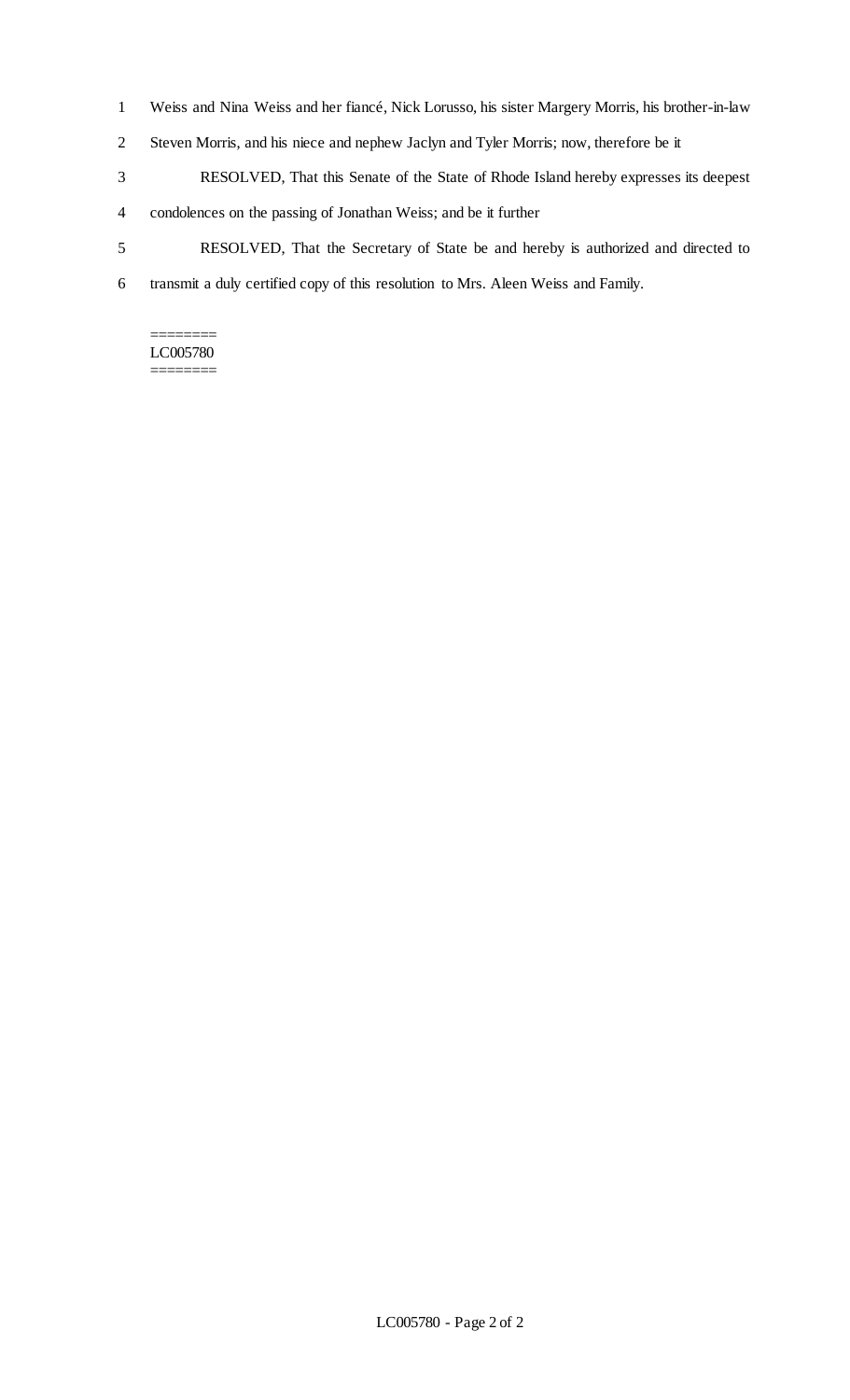Weiss and Nina Weiss and her fiancé, Nick Lorusso, his sister Margery Morris, his brother-in-law Steven Morris, and his niece and nephew Jaclyn and Tyler Morris; now, therefore be it

RESOLVED, That this Senate of the State of Rhode Island hereby expresses its deepest condolences on the passing of Jonathan Weiss; and be it further

RESOLVED, That the Secretary of State be and hereby is authorized and directed to transmit a duly certified copy of this resolution to Mrs. Aleen Weiss and Family.

========
LC005780
========